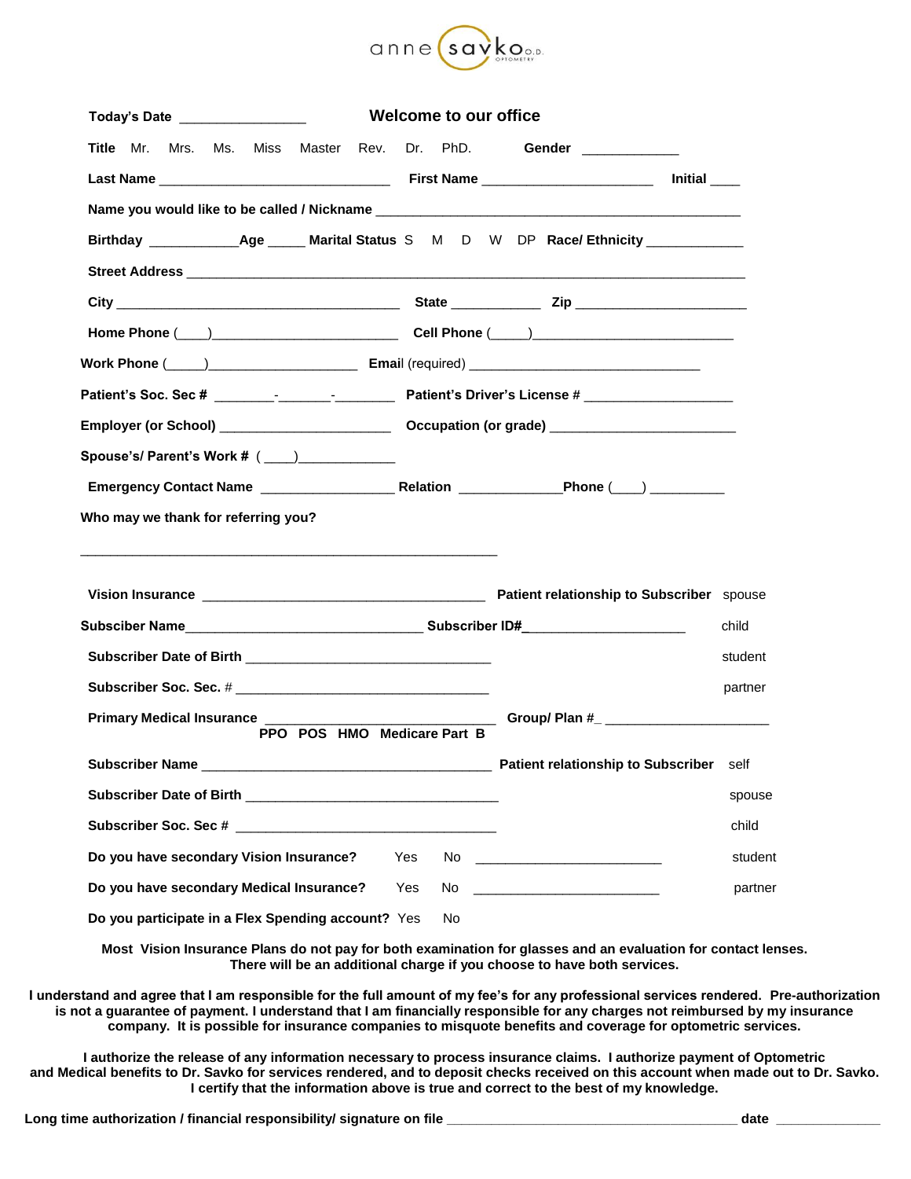anne savko O.D.
OPTOMETRY

**Today's Date** ________________ **Welcome to our office**

**Title** Mr. Mrs. Ms. Miss Master Rev. Dr. PhD. **Gender** ____________

**Last Name** ______________________________ **First Name** ______________________ **Initial** ____

**Name you would like to be called / Nickname** ______________________________________________

**Birthday** ___________**Age** _____ **Marital Status** S M D W DP **Race/ Ethnicity** ____________

**Street Address** ________________________________________________________________________

**City** ____________________________________ **State** ___________ **Zip** ______________________

**Home Phone** (____)________________________ **Cell Phone** (_____)__________________________

**Work Phone** (_____)___________________ **Email** (required) ______________________________

**Patient's Soc. Sec #** ________-_______-________ **Patient's Driver's License #** ___________________

**Employer (or School)** ______________________ **Occupation (or grade)** ________________________

**Spouse's/ Parent's Work #** ( ____)_____________

**Emergency Contact Name** _________________ **Relation** _____________**Phone** (____) __________

**Who may we thank for referring you?**

________________________________________________________

**Vision Insurance** ____________________________________ **Patient relationship to Subscriber** spouse

**Subsciber Name**______________________________ **Subscriber ID#**____________________ child

**Subscriber Date of Birth** ________________________________ student

**Subscriber Soc. Sec. #** _________________________________ partner

**Primary Medical Insurance** ______________________________ **Group/ Plan #**_ ____________________

**PPO POS HMO Medicare Part B**

**Subscriber Name** ______________________________________ **Patient relationship to Subscriber** self

**Subscriber Date of Birth** _________________________________ spouse

**Subscriber Soc. Sec #** __________________________________ child

**Do you have secondary Vision Insurance?** Yes No ________________________ student

**Do you have secondary Medical Insurance?** Yes No ________________________ partner

**Do you participate in a Flex Spending account?** Yes No

**Most Vision Insurance Plans do not pay for both examination for glasses and an evaluation for contact lenses. There will be an additional charge if you choose to have both services.**

**I understand and agree that I am responsible for the full amount of my fee's for any professional services rendered. Pre-authorization is not a guarantee of payment. I understand that I am financially responsible for any charges not reimbursed by my insurance company. It is possible for insurance companies to misquote benefits and coverage for optometric services.**

**I authorize the release of any information necessary to process insurance claims. I authorize payment of Optometric and Medical benefits to Dr. Savko for services rendered, and to deposit checks received on this account when made out to Dr. Savko. I certify that the information above is true and correct to the best of my knowledge.**

**Long time authorization / financial responsibility/ signature on file** ____________________________________ **date** _____________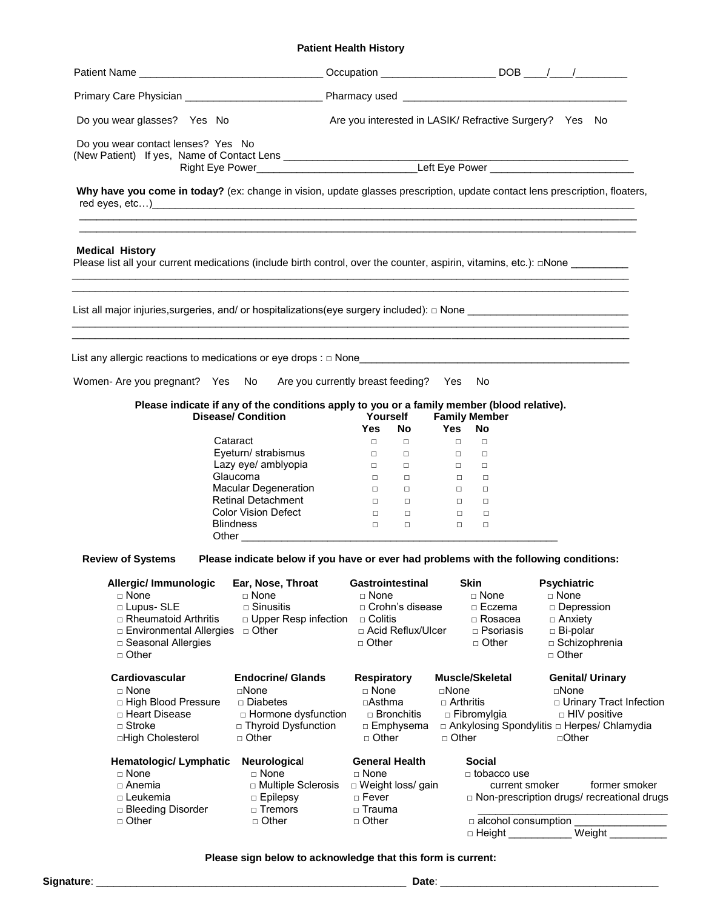## Patient Health History

Patient Name ________________________________ Occupation ____________________ DOB ____/____/_________

Primary Care Physician ________________________ Pharmacy used ________________________________________

Do you wear glasses? Yes No

Are you interested in LASIK/ Refractive Surgery? Yes No

Do you wear contact lenses? Yes No

(New Patient) If yes, Name of Contact Lens ____________________________________________________________

Right Eye Power____________________________Left Eye Power _________________________

**Why have you come in today?** (ex: change in vision, update glasses prescription, update contact lens prescription, floaters, red eyes, etc…)______________________________________________________________________________________

_____________________________________________________________________________________________

_____________________________________________________________________________________________

### Medical History

Please list all your current medications (include birth control, over the counter, aspirin, vitamins, etc.): □None __________

_____________________________________________________________________________________________

_____________________________________________________________________________________________

List all major injuries,surgeries, and/ or hospitalizations(eye surgery included): □ None ____________________________

_____________________________________________________________________________________________

_____________________________________________________________________________________________

List any allergic reactions to medications or eye drops : □ None_________________________________________________

Women- Are you pregnant? Yes No Are you currently breast feeding? Yes No

**Please indicate if any of the conditions apply to you or a family member (blood relative).**

| Disease/ Condition | Yourself | | Family Member | |
|---|---|---|---|---|
| | Yes | No | Yes | No |
| Cataract | □ | □ | □ | □ |
| Eyeturn/ strabismus | □ | □ | □ | □ |
| Lazy eye/ amblyopia | □ | □ | □ | □ |
| Glaucoma | □ | □ | □ | □ |
| Macular Degeneration | □ | □ | □ | □ |
| Retinal Detachment | □ | □ | □ | □ |
| Color Vision Defect | □ | □ | □ | □ |
| Blindness | □ | □ | □ | □ |

Other _________________________________________________________

**Review of Systems** **Please indicate below if you have or ever had problems with the following conditions:**

**Allergic/ Immunologic**
- □ None
- □ Lupus- SLE
- □ Rheumatoid Arthritis
- □ Environmental Allergies
- □ Seasonal Allergies
- □ Other

**Ear, Nose, Throat**
- □ None
- □ Sinusitis
- □ Upper Resp infection
- □ Other

**Gastrointestinal**
- □ None
- □ Crohn's disease
- □ Colitis
- □ Acid Reflux/Ulcer
- □ Other

**Skin**
- □ None
- □ Eczema
- □ Rosacea
- □ Psoriasis
- □ Other

**Psychiatric**
- □ None
- □ Depression
- □ Anxiety
- □ Bi-polar
- □ Schizophrenia
- □ Other

**Cardiovascular**
- □ None
- □ High Blood Pressure
- □ Heart Disease
- □ Stroke
- □High Cholesterol

**Endocrine/ Glands**
- □None
- □ Diabetes
- □ Hormone dysfunction
- □ Thyroid Dysfunction
- □ Other

**Respiratory**
- □ None
- □Asthma
- □ Bronchitis
- □ Emphysema
- □ Other

**Muscle/Skeletal**
- □None
- □ Arthritis
- □ Fibromylgia
- □ Ankylosing Spondylitis
- □ Other

**Genital/ Urinary**
- □None
- □ Urinary Tract Infection
- □ HIV positive
- □ Herpes/ Chlamydia
- □Other

**Hematologic/ Lymphatic**
- □ None
- □ Anemia
- □ Leukemia
- □ Bleeding Disorder
- □ Other

**Neurological**
- □ None
- □ Multiple Sclerosis
- □ Epilepsy
- □ Tremors
- □ Other

**General Health**
- □ None
- □ Weight loss/ gain
- □ Fever
- □ Trauma
- □ Other

**Social**
- □ tobacco use
  - current smoker former smoker
- □ Non-prescription drugs/ recreational drugs __________________________________
- □ alcohol consumption ________________
- □ Height ___________ Weight __________

**Please sign below to acknowledge that this form is current:**

**Signature**: _______________________________________________________ **Date**: ______________________________________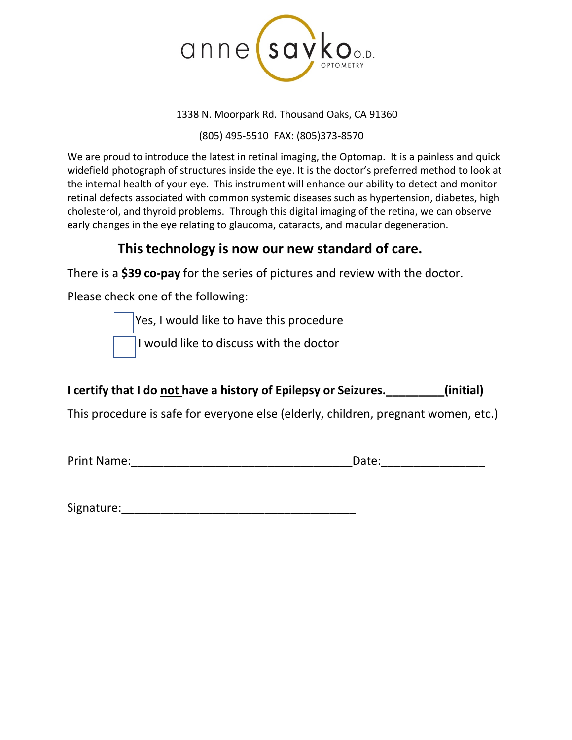anne savko O.D.
OPTOMETRY

1338 N. Moorpark Rd. Thousand Oaks, CA 91360

(805) 495-5510  FAX: (805)373-8570

We are proud to introduce the latest in retinal imaging, the Optomap.  It is a painless and quick widefield photograph of structures inside the eye. It is the doctor's preferred method to look at the internal health of your eye.  This instrument will enhance our ability to detect and monitor retinal defects associated with common systemic diseases such as hypertension, diabetes, high cholesterol, and thyroid problems.  Through this digital imaging of the retina, we can observe early changes in the eye relating to glaucoma, cataracts, and macular degeneration.

## This technology is now our new standard of care.

There is a **$39 co-pay** for the series of pictures and review with the doctor.

Please check one of the following:

- ☐ Yes, I would like to have this procedure
- ☐ I would like to discuss with the doctor

**I certify that I do <u>not</u> have a history of Epilepsy or Seizures.________(initial)**

This procedure is safe for everyone else (elderly, children, pregnant women, etc.)

Print Name:_________________________________Date:_______________

Signature:___________________________________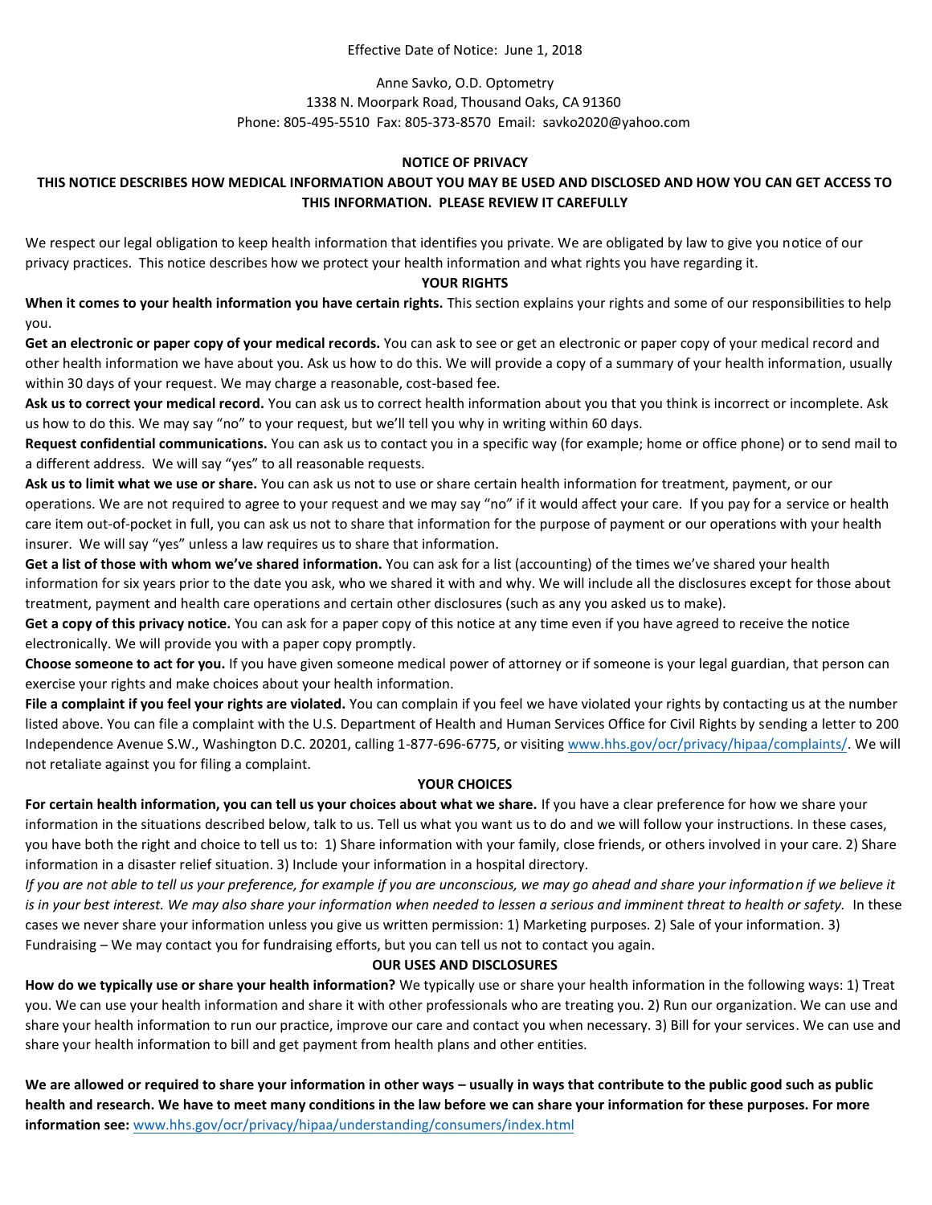Effective Date of Notice: June 1, 2018

Anne Savko, O.D. Optometry
1338 N. Moorpark Road, Thousand Oaks, CA 91360
Phone: 805-495-5510 Fax: 805-373-8570 Email: savko2020@yahoo.com

## NOTICE OF PRIVACY

## THIS NOTICE DESCRIBES HOW MEDICAL INFORMATION ABOUT YOU MAY BE USED AND DISCLOSED AND HOW YOU CAN GET ACCESS TO THIS INFORMATION. PLEASE REVIEW IT CAREFULLY

We respect our legal obligation to keep health information that identifies you private. We are obligated by law to give you notice of our privacy practices. This notice describes how we protect your health information and what rights you have regarding it.

### YOUR RIGHTS

**When it comes to your health information you have certain rights.** This section explains your rights and some of our responsibilities to help you.

**Get an electronic or paper copy of your medical records.** You can ask to see or get an electronic or paper copy of your medical record and other health information we have about you. Ask us how to do this. We will provide a copy of a summary of your health information, usually within 30 days of your request. We may charge a reasonable, cost-based fee.

**Ask us to correct your medical record.** You can ask us to correct health information about you that you think is incorrect or incomplete. Ask us how to do this. We may say "no" to your request, but we'll tell you why in writing within 60 days.

**Request confidential communications.** You can ask us to contact you in a specific way (for example; home or office phone) or to send mail to a different address. We will say "yes" to all reasonable requests.

**Ask us to limit what we use or share.** You can ask us not to use or share certain health information for treatment, payment, or our operations. We are not required to agree to your request and we may say "no" if it would affect your care. If you pay for a service or health care item out-of-pocket in full, you can ask us not to share that information for the purpose of payment or our operations with your health insurer. We will say "yes" unless a law requires us to share that information.

**Get a list of those with whom we've shared information.** You can ask for a list (accounting) of the times we've shared your health information for six years prior to the date you ask, who we shared it with and why. We will include all the disclosures except for those about treatment, payment and health care operations and certain other disclosures (such as any you asked us to make).

**Get a copy of this privacy notice.** You can ask for a paper copy of this notice at any time even if you have agreed to receive the notice electronically. We will provide you with a paper copy promptly.

**Choose someone to act for you.** If you have given someone medical power of attorney or if someone is your legal guardian, that person can exercise your rights and make choices about your health information.

**File a complaint if you feel your rights are violated.** You can complain if you feel we have violated your rights by contacting us at the number listed above. You can file a complaint with the U.S. Department of Health and Human Services Office for Civil Rights by sending a letter to 200 Independence Avenue S.W., Washington D.C. 20201, calling 1-877-696-6775, or visiting www.hhs.gov/ocr/privacy/hipaa/complaints/. We will not retaliate against you for filing a complaint.

### YOUR CHOICES

**For certain health information, you can tell us your choices about what we share.** If you have a clear preference for how we share your information in the situations described below, talk to us. Tell us what you want us to do and we will follow your instructions. In these cases, you have both the right and choice to tell us to: 1) Share information with your family, close friends, or others involved in your care. 2) Share information in a disaster relief situation. 3) Include your information in a hospital directory.

*If you are not able to tell us your preference, for example if you are unconscious, we may go ahead and share your information if we believe it is in your best interest. We may also share your information when needed to lessen a serious and imminent threat to health or safety.* In these cases we never share your information unless you give us written permission: 1) Marketing purposes. 2) Sale of your information. 3) Fundraising – We may contact you for fundraising efforts, but you can tell us not to contact you again.

### OUR USES AND DISCLOSURES

**How do we typically use or share your health information?** We typically use or share your health information in the following ways: 1) Treat you. We can use your health information and share it with other professionals who are treating you. 2) Run our organization. We can use and share your health information to run our practice, improve our care and contact you when necessary. 3) Bill for your services. We can use and share your health information to bill and get payment from health plans and other entities.

**We are allowed or required to share your information in other ways – usually in ways that contribute to the public good such as public health and research. We have to meet many conditions in the law before we can share your information for these purposes. For more information see:** www.hhs.gov/ocr/privacy/hipaa/understanding/consumers/index.html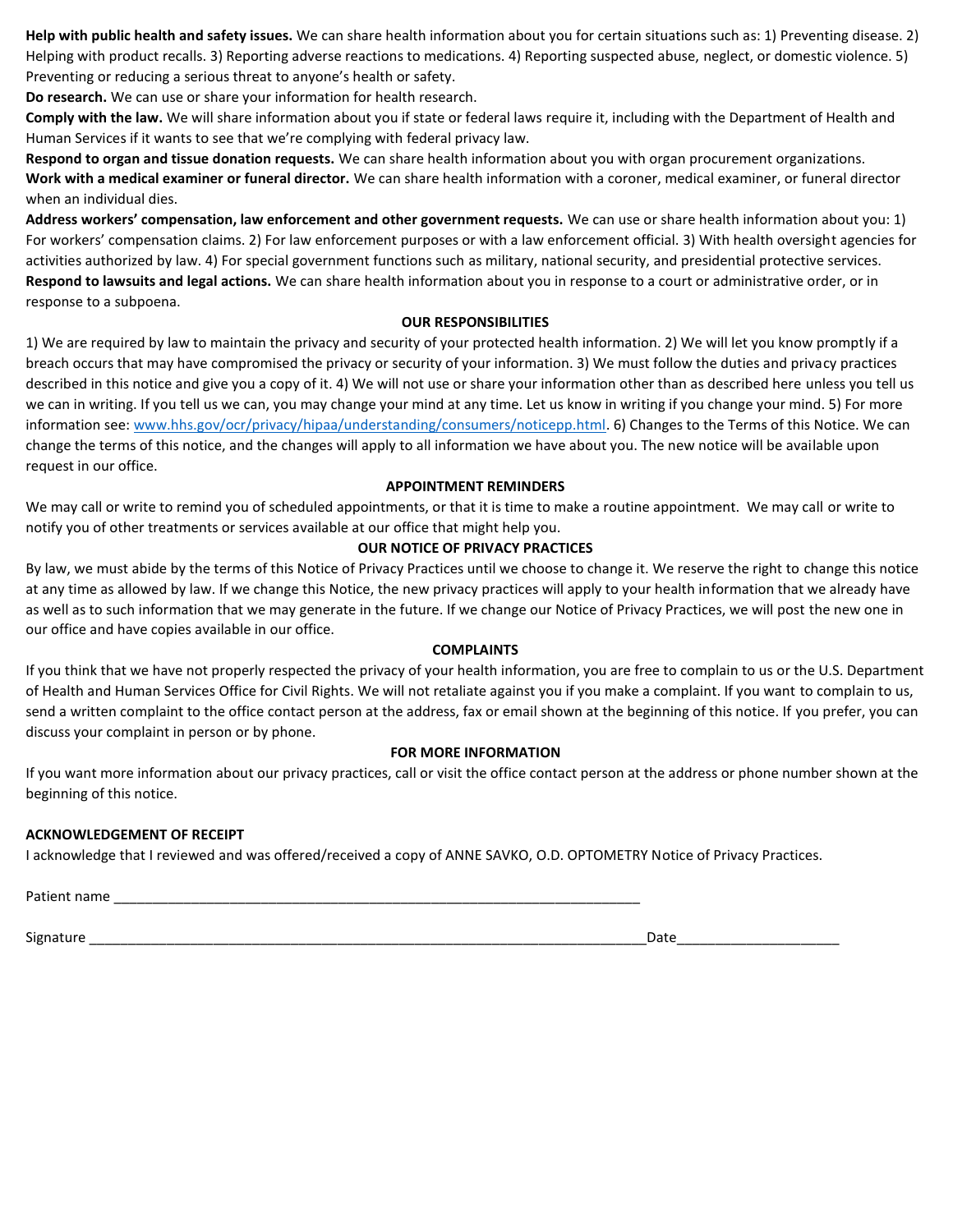**Help with public health and safety issues.** We can share health information about you for certain situations such as: 1) Preventing disease. 2) Helping with product recalls. 3) Reporting adverse reactions to medications. 4) Reporting suspected abuse, neglect, or domestic violence. 5) Preventing or reducing a serious threat to anyone's health or safety.

**Do research.** We can use or share your information for health research.

**Comply with the law.** We will share information about you if state or federal laws require it, including with the Department of Health and Human Services if it wants to see that we're complying with federal privacy law.

**Respond to organ and tissue donation requests.** We can share health information about you with organ procurement organizations.

**Work with a medical examiner or funeral director.** We can share health information with a coroner, medical examiner, or funeral director when an individual dies.

**Address workers' compensation, law enforcement and other government requests.** We can use or share health information about you: 1) For workers' compensation claims. 2) For law enforcement purposes or with a law enforcement official. 3) With health oversight agencies for activities authorized by law. 4) For special government functions such as military, national security, and presidential protective services.

**Respond to lawsuits and legal actions.** We can share health information about you in response to a court or administrative order, or in response to a subpoena.

## OUR RESPONSIBILITIES

1) We are required by law to maintain the privacy and security of your protected health information. 2) We will let you know promptly if a breach occurs that may have compromised the privacy or security of your information. 3) We must follow the duties and privacy practices described in this notice and give you a copy of it. 4) We will not use or share your information other than as described here unless you tell us we can in writing. If you tell us we can, you may change your mind at any time. Let us know in writing if you change your mind. 5) For more information see: [www.hhs.gov/ocr/privacy/hipaa/understanding/consumers/noticepp.html](www.hhs.gov/ocr/privacy/hipaa/understanding/consumers/noticepp.html). 6) Changes to the Terms of this Notice. We can change the terms of this notice, and the changes will apply to all information we have about you. The new notice will be available upon request in our office.

## APPOINTMENT REMINDERS

We may call or write to remind you of scheduled appointments, or that it is time to make a routine appointment. We may call or write to notify you of other treatments or services available at our office that might help you.

## OUR NOTICE OF PRIVACY PRACTICES

By law, we must abide by the terms of this Notice of Privacy Practices until we choose to change it. We reserve the right to change this notice at any time as allowed by law. If we change this Notice, the new privacy practices will apply to your health information that we already have as well as to such information that we may generate in the future. If we change our Notice of Privacy Practices, we will post the new one in our office and have copies available in our office.

## COMPLAINTS

If you think that we have not properly respected the privacy of your health information, you are free to complain to us or the U.S. Department of Health and Human Services Office for Civil Rights. We will not retaliate against you if you make a complaint. If you want to complain to us, send a written complaint to the office contact person at the address, fax or email shown at the beginning of this notice. If you prefer, you can discuss your complaint in person or by phone.

## FOR MORE INFORMATION

If you want more information about our privacy practices, call or visit the office contact person at the address or phone number shown at the beginning of this notice.

**ACKNOWLEDGEMENT OF RECEIPT**

I acknowledge that I reviewed and was offered/received a copy of ANNE SAVKO, O.D. OPTOMETRY Notice of Privacy Practices.

Patient name ______________________________________________________________________

Signature __________________________________________________________________________Date_____________________